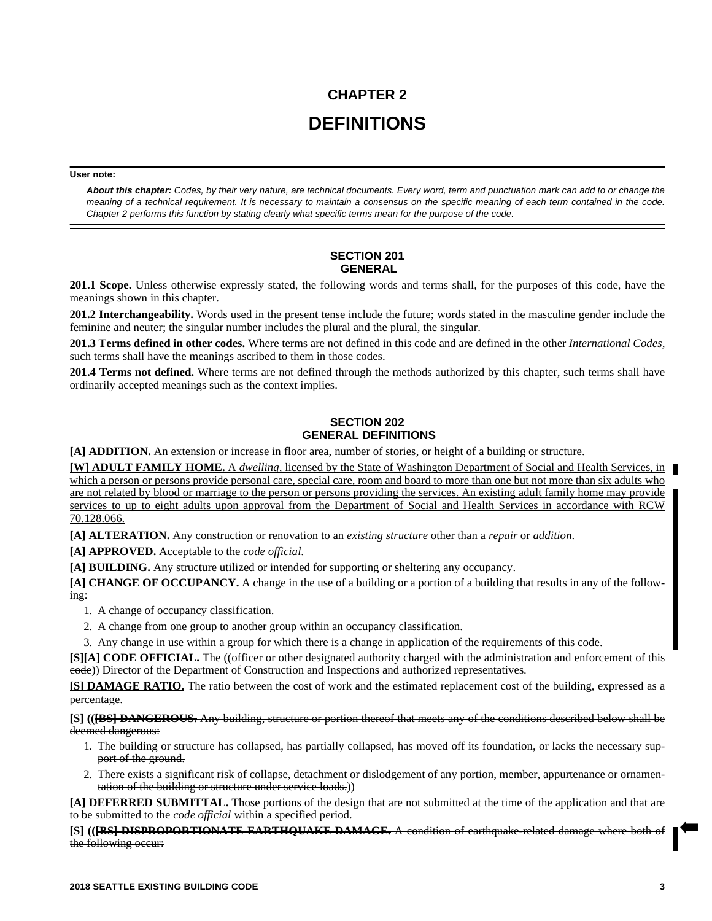# CHAPTER 2

# DEFINITIONS

**User note:**

***About this chapter:*** *Codes, by their very nature, are technical documents. Every word, term and punctuation mark can add to or change the meaning of a technical requirement. It is necessary to maintain a consensus on the specific meaning of each term contained in the code. Chapter 2 performs this function by stating clearly what specific terms mean for the purpose of the code.*

## SECTION 201
## GENERAL

**201.1 Scope.** Unless otherwise expressly stated, the following words and terms shall, for the purposes of this code, have the meanings shown in this chapter.

**201.2 Interchangeability.** Words used in the present tense include the future; words stated in the masculine gender include the feminine and neuter; the singular number includes the plural and the plural, the singular.

**201.3 Terms defined in other codes.** Where terms are not defined in this code and are defined in the other *International Codes*, such terms shall have the meanings ascribed to them in those codes.

**201.4 Terms not defined.** Where terms are not defined through the methods authorized by this chapter, such terms shall have ordinarily accepted meanings such as the context implies.

## SECTION 202
## GENERAL DEFINITIONS

**[A] ADDITION.** An extension or increase in floor area, number of stories, or height of a building or structure.

<u>**[W] ADULT FAMILY HOME.** A *dwelling*, licensed by the State of Washington Department of Social and Health Services, in which a person or persons provide personal care, special care, room and board to more than one but not more than six adults who are not related by blood or marriage to the person or persons providing the services. An existing adult family home may provide services to up to eight adults upon approval from the Department of Social and Health Services in accordance with RCW 70.128.066.</u>

**[A] ALTERATION.** Any construction or renovation to an *existing structure* other than a *repair* or *addition*.

**[A] APPROVED.** Acceptable to the *code official*.

**[A] BUILDING.** Any structure utilized or intended for supporting or sheltering any occupancy.

**[A] CHANGE OF OCCUPANCY.** A change in the use of a building or a portion of a building that results in any of the following:

1. A change of occupancy classification.
2. A change from one group to another group within an occupancy classification.
3. Any change in use within a group for which there is a change in application of the requirements of this code.

**[S][A] CODE OFFICIAL.** The ((~~officer or other designated authority charged with the administration and enforcement of this code~~)) <u>Director of the Department of Construction and Inspections and authorized representatives</u>.

<u>**[S] DAMAGE RATIO.** The ratio between the cost of work and the estimated replacement cost of the building, expressed as a percentage.</u>

**[S] ((~~[BS] DANGEROUS.~~** ~~Any building, structure or portion thereof that meets any of the conditions described below shall be deemed dangerous:~~

1. ~~The building or structure has collapsed, has partially collapsed, has moved off its foundation, or lacks the necessary support of the ground.~~
2. ~~There exists a significant risk of collapse, detachment or dislodgement of any portion, member, appurtenance or ornamentation of the building or structure under service loads.~~))

**[A] DEFERRED SUBMITTAL.** Those portions of the design that are not submitted at the time of the application and that are to be submitted to the *code official* within a specified period.

**[S] ((~~[BS] DISPROPORTIONATE EARTHQUAKE DAMAGE.~~** ~~A condition of earthquake-related damage where both of the following occur:~~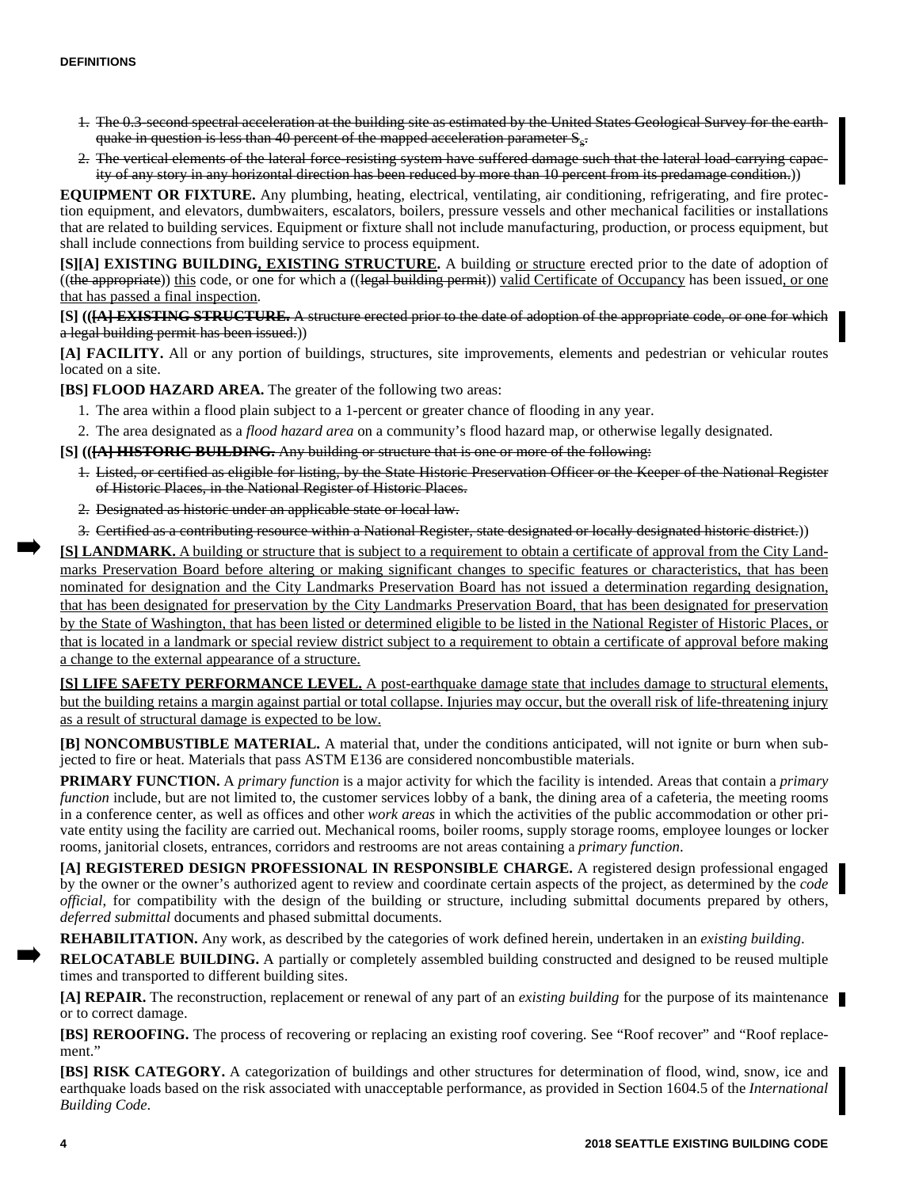1. ~~The 0.3-second spectral acceleration at the building site as estimated by the United States Geological Survey for the earthquake in question is less than 40 percent of the mapped acceleration parameter $S_s$.~~
2. ~~The vertical elements of the lateral force-resisting system have suffered damage such that the lateral load-carrying capacity of any story in any horizontal direction has been reduced by more than 10 percent from its predamage condition.~~))

**EQUIPMENT OR FIXTURE.** Any plumbing, heating, electrical, ventilating, air conditioning, refrigerating, and fire protection equipment, and elevators, dumbwaiters, escalators, boilers, pressure vessels and other mechanical facilities or installations that are related to building services. Equipment or fixture shall not include manufacturing, production, or process equipment, but shall include connections from building service to process equipment.

**[S][A] EXISTING BUILDING, EXISTING STRUCTURE.** A building or structure erected prior to the date of adoption of ((~~the appropriate~~)) this code, or one for which a ((~~legal building permit~~)) valid Certificate of Occupancy has been issued, or one that has passed a final inspection.

**[S]** ((~~**[A] EXISTING STRUCTURE.** A structure erected prior to the date of adoption of the appropriate code, or one for which a legal building permit has been issued.~~))

**[A] FACILITY.** All or any portion of buildings, structures, site improvements, elements and pedestrian or vehicular routes located on a site.

**[BS] FLOOD HAZARD AREA.** The greater of the following two areas:

1. The area within a flood plain subject to a 1-percent or greater chance of flooding in any year.
2. The area designated as a *flood hazard area* on a community's flood hazard map, or otherwise legally designated.

**[S]** ((~~**[A] HISTORIC BUILDING.** Any building or structure that is one or more of the following:~~

1. ~~Listed, or certified as eligible for listing, by the State Historic Preservation Officer or the Keeper of the National Register of Historic Places, in the National Register of Historic Places.~~
2. ~~Designated as historic under an applicable state or local law.~~
3. ~~Certified as a contributing resource within a National Register, state designated or locally designated historic district.~~))

**[S] LANDMARK.** A building or structure that is subject to a requirement to obtain a certificate of approval from the City Landmarks Preservation Board before altering or making significant changes to specific features or characteristics, that has been nominated for designation and the City Landmarks Preservation Board has not issued a determination regarding designation, that has been designated for preservation by the City Landmarks Preservation Board, that has been designated for preservation by the State of Washington, that has been listed or determined eligible to be listed in the National Register of Historic Places, or that is located in a landmark or special review district subject to a requirement to obtain a certificate of approval before making a change to the external appearance of a structure.

**[S] LIFE SAFETY PERFORMANCE LEVEL.** A post-earthquake damage state that includes damage to structural elements, but the building retains a margin against partial or total collapse. Injuries may occur, but the overall risk of life-threatening injury as a result of structural damage is expected to be low.

**[B] NONCOMBUSTIBLE MATERIAL.** A material that, under the conditions anticipated, will not ignite or burn when subjected to fire or heat. Materials that pass ASTM E136 are considered noncombustible materials.

**PRIMARY FUNCTION.** A *primary function* is a major activity for which the facility is intended. Areas that contain a *primary function* include, but are not limited to, the customer services lobby of a bank, the dining area of a cafeteria, the meeting rooms in a conference center, as well as offices and other *work areas* in which the activities of the public accommodation or other private entity using the facility are carried out. Mechanical rooms, boiler rooms, supply storage rooms, employee lounges or locker rooms, janitorial closets, entrances, corridors and restrooms are not areas containing a *primary function*.

**[A] REGISTERED DESIGN PROFESSIONAL IN RESPONSIBLE CHARGE.** A registered design professional engaged by the owner or the owner's authorized agent to review and coordinate certain aspects of the project, as determined by the *code official*, for compatibility with the design of the building or structure, including submittal documents prepared by others, *deferred submittal* documents and phased submittal documents.

**REHABILITATION.** Any work, as described by the categories of work defined herein, undertaken in an *existing building*.

**RELOCATABLE BUILDING.** A partially or completely assembled building constructed and designed to be reused multiple times and transported to different building sites.

**[A] REPAIR.** The reconstruction, replacement or renewal of any part of an *existing building* for the purpose of its maintenance or to correct damage.

**[BS] REROOFING.** The process of recovering or replacing an existing roof covering. See "Roof recover" and "Roof replacement."

**[BS] RISK CATEGORY.** A categorization of buildings and other structures for determination of flood, wind, snow, ice and earthquake loads based on the risk associated with unacceptable performance, as provided in Section 1604.5 of the *International Building Code*.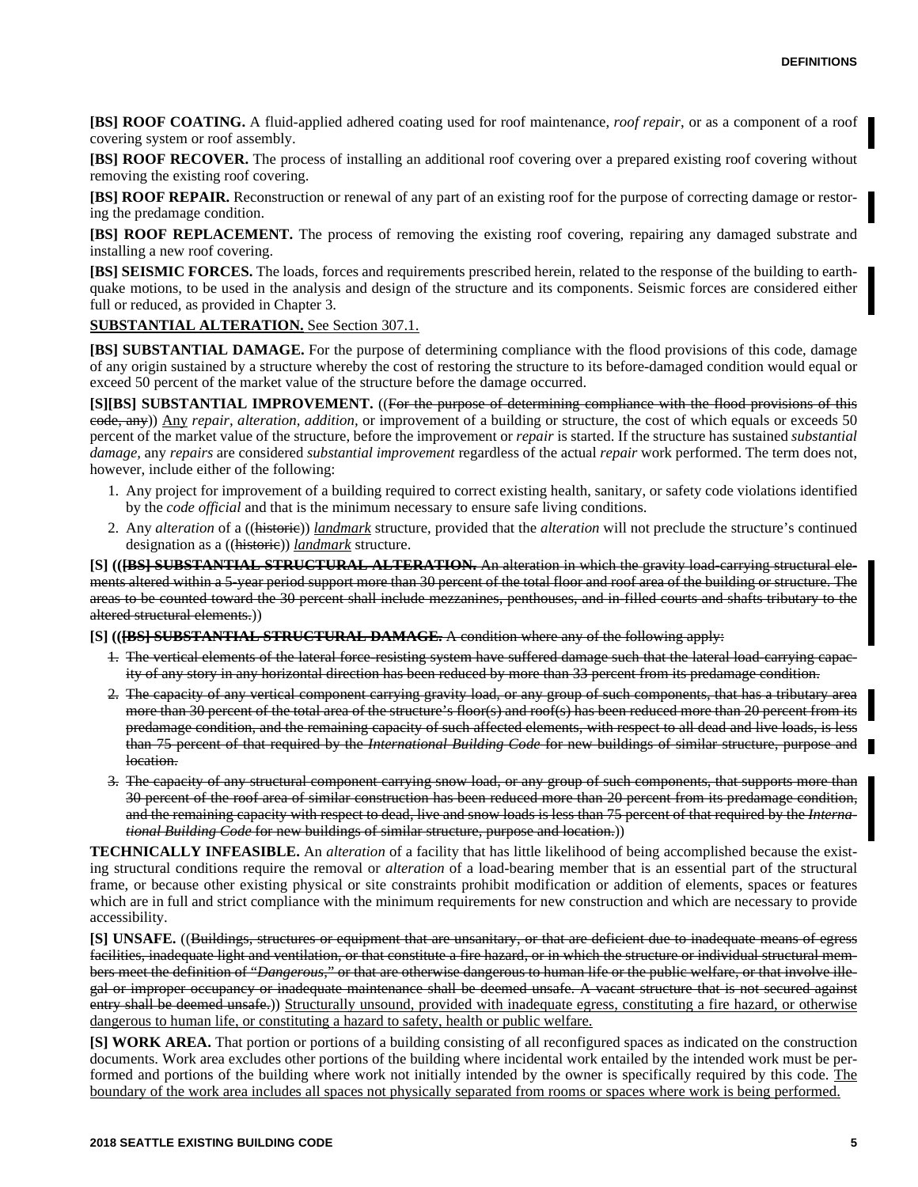**[BS] ROOF COATING.** A fluid-applied adhered coating used for roof maintenance, *roof repair*, or as a component of a roof covering system or roof assembly.

**[BS] ROOF RECOVER.** The process of installing an additional roof covering over a prepared existing roof covering without removing the existing roof covering.

**[BS] ROOF REPAIR.** Reconstruction or renewal of any part of an existing roof for the purpose of correcting damage or restoring the predamage condition.

**[BS] ROOF REPLACEMENT.** The process of removing the existing roof covering, repairing any damaged substrate and installing a new roof covering.

**[BS] SEISMIC FORCES.** The loads, forces and requirements prescribed herein, related to the response of the building to earthquake motions, to be used in the analysis and design of the structure and its components. Seismic forces are considered either full or reduced, as provided in Chapter 3.

<u>**SUBSTANTIAL ALTERATION.** See Section 307.1.</u>

**[BS] SUBSTANTIAL DAMAGE.** For the purpose of determining compliance with the flood provisions of this code, damage of any origin sustained by a structure whereby the cost of restoring the structure to its before-damaged condition would equal or exceed 50 percent of the market value of the structure before the damage occurred.

**[S][BS] SUBSTANTIAL IMPROVEMENT.** ((~~For the purpose of determining compliance with the flood provisions of this code, any~~)) <u>Any</u> *repair, alteration, addition,* or improvement of a building or structure, the cost of which equals or exceeds 50 percent of the market value of the structure, before the improvement or *repair* is started. If the structure has sustained *substantial damage,* any *repairs* are considered *substantial improvement* regardless of the actual *repair* work performed. The term does not, however, include either of the following:

1. Any project for improvement of a building required to correct existing health, sanitary, or safety code violations identified by the *code official* and that is the minimum necessary to ensure safe living conditions.
2. Any *alteration* of a ((~~historic~~)) <u>*landmark*</u> structure, provided that the *alteration* will not preclude the structure's continued designation as a ((~~historic~~)) <u>*landmark*</u> structure.

**[S] ((~~[BS] SUBSTANTIAL STRUCTURAL ALTERATION.~~** ~~An alteration in which the gravity load-carrying structural elements altered within a 5-year period support more than 30 percent of the total floor and roof area of the building or structure. The areas to be counted toward the 30 percent shall include mezzanines, penthouses, and in-filled courts and shafts tributary to the altered structural elements.~~))

**[S] ((~~[BS] SUBSTANTIAL STRUCTURAL DAMAGE.~~** ~~A condition where any of the following apply:~~

1. ~~The vertical elements of the lateral force-resisting system have suffered damage such that the lateral load-carrying capacity of any story in any horizontal direction has been reduced by more than 33 percent from its predamage condition.~~
2. ~~The capacity of any vertical component carrying gravity load, or any group of such components, that has a tributary area more than 30 percent of the total area of the structure's floor(s) and roof(s) has been reduced more than 20 percent from its predamage condition, and the remaining capacity of such affected elements, with respect to all dead and live loads, is less than 75 percent of that required by the *International Building Code* for new buildings of similar structure, purpose and location.~~
3. ~~The capacity of any structural component carrying snow load, or any group of such components, that supports more than 30 percent of the roof area of similar construction has been reduced more than 20 percent from its predamage condition, and the remaining capacity with respect to dead, live and snow loads is less than 75 percent of that required by the *International Building Code* for new buildings of similar structure, purpose and location.~~))

**TECHNICALLY INFEASIBLE.** An *alteration* of a facility that has little likelihood of being accomplished because the existing structural conditions require the removal or *alteration* of a load-bearing member that is an essential part of the structural frame, or because other existing physical or site constraints prohibit modification or addition of elements, spaces or features which are in full and strict compliance with the minimum requirements for new construction and which are necessary to provide accessibility.

**[S] UNSAFE.** ((~~Buildings, structures or equipment that are unsanitary, or that are deficient due to inadequate means of egress facilities, inadequate light and ventilation, or that constitute a fire hazard, or in which the structure or individual structural members meet the definition of "*Dangerous*," or that are otherwise dangerous to human life or the public welfare, or that involve illegal or improper occupancy or inadequate maintenance shall be deemed unsafe. A vacant structure that is not secured against entry shall be deemed unsafe.~~)) <u>Structurally unsound, provided with inadequate egress, constituting a fire hazard, or otherwise dangerous to human life, or constituting a hazard to safety, health or public welfare.</u>

**[S] WORK AREA.** That portion or portions of a building consisting of all reconfigured spaces as indicated on the construction documents. Work area excludes other portions of the building where incidental work entailed by the intended work must be performed and portions of the building where work not initially intended by the owner is specifically required by this code. <u>The boundary of the work area includes all spaces not physically separated from rooms or spaces where work is being performed.</u>